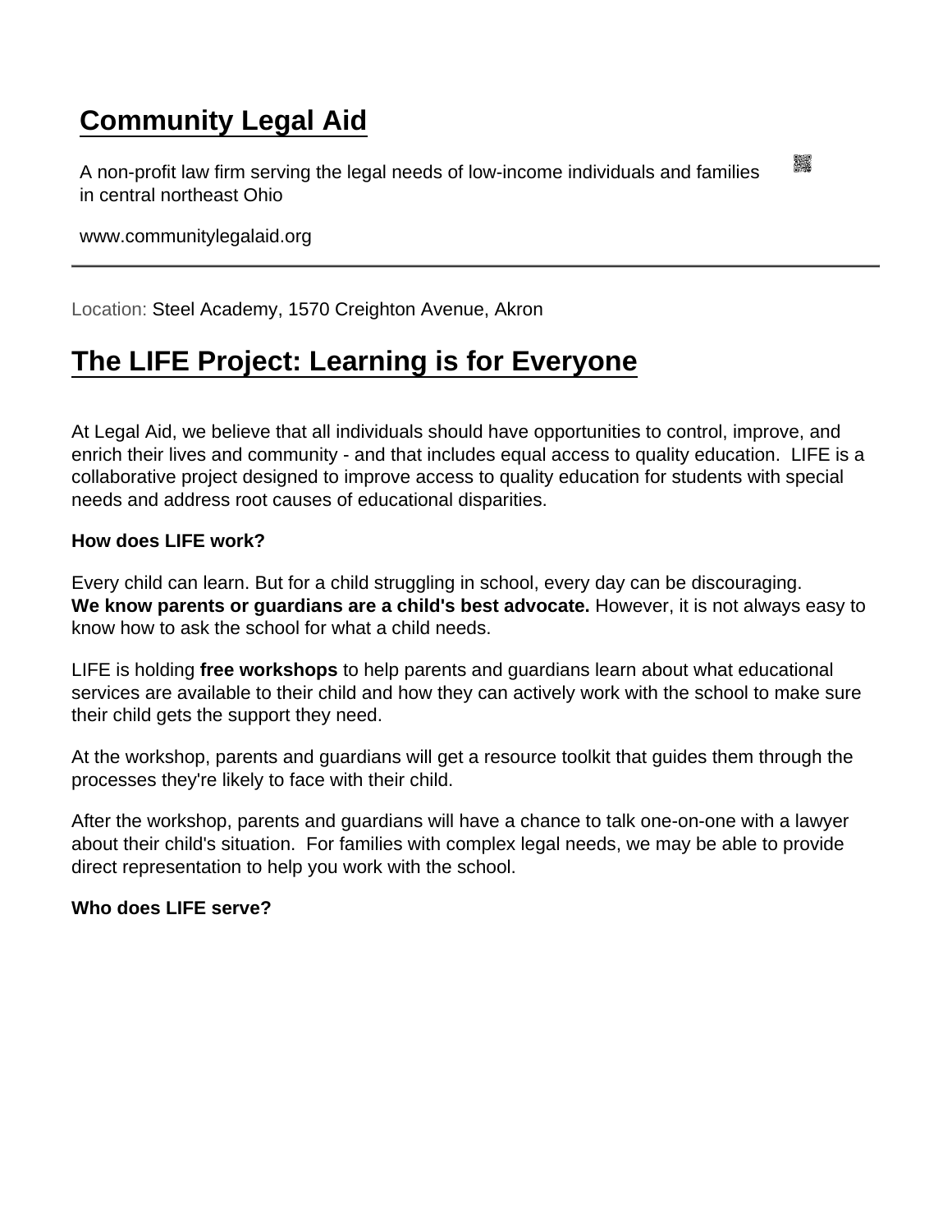# Community Legal Aid

A non-profit law firm serving the legal needs of low-income individuals and families in central northeast Ohio

www.communitylegalaid.org

---

Location: Steel Academy, 1570 Creighton Avenue, Akron

## The LIFE Project: Learning is for Everyone

At Legal Aid, we believe that all individuals should have opportunities to control, improve, and enrich their lives and community - and that includes equal access to quality education. LIFE is a collaborative project designed to improve access to quality education for students with special needs and address root causes of educational disparities.

**How does LIFE work?**

Every child can learn. But for a child struggling in school, every day can be discouraging. **We know parents or guardians are a child's best advocate.** However, it is not always easy to know how to ask the school for what a child needs.

LIFE is holding **free workshops** to help parents and guardians learn about what educational services are available to their child and how they can actively work with the school to make sure their child gets the support they need.

At the workshop, parents and guardians will get a resource toolkit that guides them through the processes they're likely to face with their child.

After the workshop, parents and guardians will have a chance to talk one-on-one with a lawyer about their child's situation. For families with complex legal needs, we may be able to provide direct representation to help you work with the school.

**Who does LIFE serve?**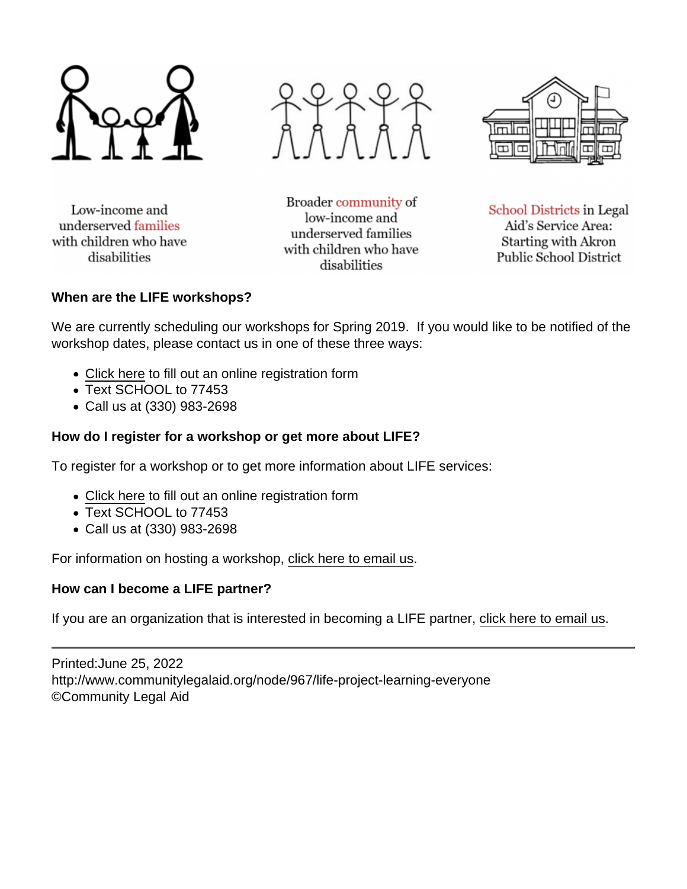Low-income and underserved families with children who have disabilities

Broader community of low-income and underserved families with children who have disabilities

School Districts in Legal Aid's Service Area: Starting with Akron Public School District

**When are the LIFE workshops?**

We are currently scheduling our workshops for Spring 2019. If you would like to be notified of the workshop dates, please contact us in one of these three ways:

- Click here to fill out an online registration form
- Text SCHOOL to 77453
- Call us at (330) 983-2698

**How do I register for a workshop or get more about LIFE?**

To register for a workshop or to get more information about LIFE services:

- Click here to fill out an online registration form
- Text SCHOOL to 77453
- Call us at (330) 983-2698

For information on hosting a workshop, click here to email us.

**How can I become a LIFE partner?**

If you are an organization that is interested in becoming a LIFE partner, click here to email us.

---

Printed:June 25, 2022
http://www.communitylegalaid.org/node/967/life-project-learning-everyone
©Community Legal Aid